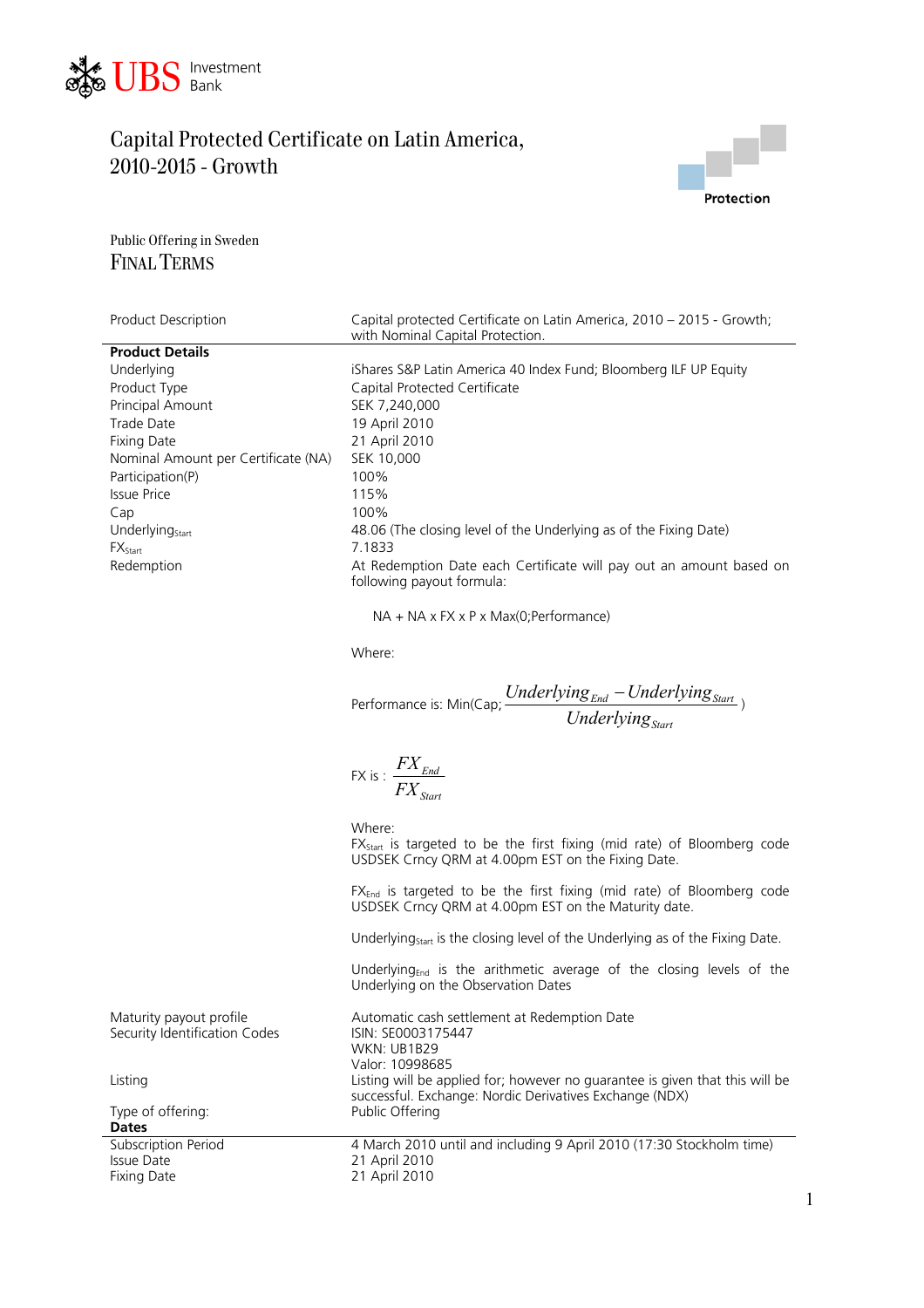UBS Investment Bank

# Capital Protected Certificate on Latin America, 2010-2015 - Growth

Protection

Public Offering in Sweden

## FINAL TERMS

| | |
|---|---|
| Product Description | Capital protected Certificate on Latin America, 2010 – 2015 - Growth; with Nominal Capital Protection. |
| **Product Details** | |
| Underlying | iShares S&P Latin America 40 Index Fund; Bloomberg ILF UP Equity |
| Product Type | Capital Protected Certificate |
| Principal Amount | SEK 7,240,000 |
| Trade Date | 19 April 2010 |
| Fixing Date | 21 April 2010 |
| Nominal Amount per Certificate (NA) | SEK 10,000 |
| Participation(P) | 100% |
| Issue Price | 115% |
| Cap | 100% |
| $Underlying_{Start}$ | 48.06 (The closing level of the Underlying as of the Fixing Date) |
| $FX_{Start}$ | 7.1833 |
| Redemption | At Redemption Date each Certificate will pay out an amount based on following payout formula: |

NA + NA x FX x P x Max(0;Performance)

Where:

Performance is: $\text{Min}(\text{Cap}; \dfrac{Underlying_{End} - Underlying_{Start}}{Underlying_{Start}})$

FX is : $\dfrac{FX_{End}}{FX_{Start}}$

Where:

$FX_{Start}$ is targeted to be the first fixing (mid rate) of Bloomberg code USDSEK Crncy QRM at 4.00pm EST on the Fixing Date.

$FX_{End}$ is targeted to be the first fixing (mid rate) of Bloomberg code USDSEK Crncy QRM at 4.00pm EST on the Maturity date.

$Underlying_{Start}$ is the closing level of the Underlying as of the Fixing Date.

$Underlying_{End}$ is the arithmetic average of the closing levels of the Underlying on the Observation Dates

| | |
|---|---|
| Maturity payout profile | Automatic cash settlement at Redemption Date |
| Security Identification Codes | ISIN: SE0003175447<br>WKN: UB1B29<br>Valor: 10998685 |
| Listing | Listing will be applied for; however no guarantee is given that this will be successful. Exchange: Nordic Derivatives Exchange (NDX) |
| Type of offering: | Public Offering |
| **Dates** | |
| Subscription Period | 4 March 2010 until and including 9 April 2010 (17:30 Stockholm time) |
| Issue Date | 21 April 2010 |
| Fixing Date | 21 April 2010 |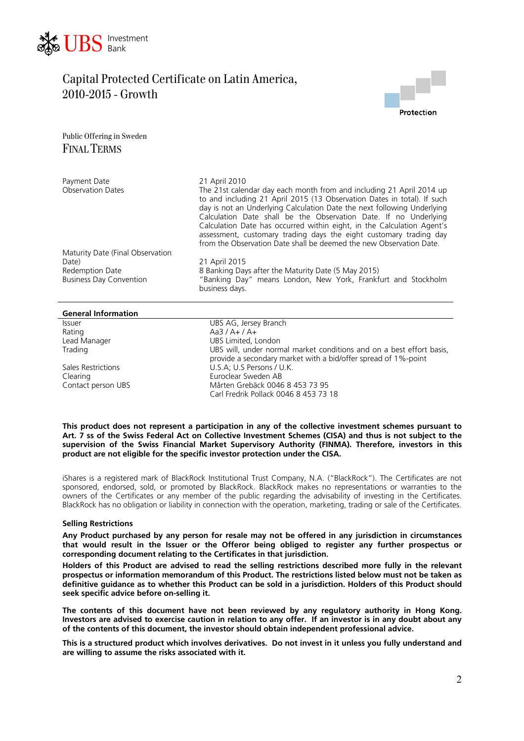UBS Investment Bank

# Capital Protected Certificate on Latin America, 2010-2015 - Growth

Protection

Public Offering in Sweden

## FINAL TERMS

| | |
|---|---|
| Payment Date | 21 April 2010 |
| Observation Dates | The 21st calendar day each month from and including 21 April 2014 up to and including 21 April 2015 (13 Observation Dates in total). If such day is not an Underlying Calculation Date the next following Underlying Calculation Date shall be the Observation Date. If no Underlying Calculation Date has occurred within eight, in the Calculation Agent's assessment, customary trading days the eight customary trading day from the Observation Date shall be deemed the new Observation Date. |
| Maturity Date (Final Observation Date) | 21 April 2015 |
| Redemption Date | 8 Banking Days after the Maturity Date (5 May 2015) |
| Business Day Convention | "Banking Day" means London, New York, Frankfurt and Stockholm business days. |

**General Information**

| | |
|---|---|
| Issuer | UBS AG, Jersey Branch |
| Rating | Aa3 / A+ / A+ |
| Lead Manager | UBS Limited, London |
| Trading | UBS will, under normal market conditions and on a best effort basis, provide a secondary market with a bid/offer spread of 1%-point |
| Sales Restrictions | U.S.A; U.S Persons / U.K. |
| Clearing | Euroclear Sweden AB |
| Contact person UBS | Mårten Grebäck 0046 8 453 73 95<br>Carl Fredrik Pollack 0046 8 453 73 18 |

**This product does not represent a participation in any of the collective investment schemes pursuant to Art. 7 ss of the Swiss Federal Act on Collective Investment Schemes (CISA) and thus is not subject to the supervision of the Swiss Financial Market Supervisory Authority (FINMA). Therefore, investors in this product are not eligible for the specific investor protection under the CISA.**

iShares is a registered mark of BlackRock Institutional Trust Company, N.A. ("BlackRock"). The Certificates are not sponsored, endorsed, sold, or promoted by BlackRock. BlackRock makes no representations or warranties to the owners of the Certificates or any member of the public regarding the advisability of investing in the Certificates. BlackRock has no obligation or liability in connection with the operation, marketing, trading or sale of the Certificates.

**Selling Restrictions**

**Any Product purchased by any person for resale may not be offered in any jurisdiction in circumstances that would result in the Issuer or the Offeror being obliged to register any further prospectus or corresponding document relating to the Certificates in that jurisdiction.**

**Holders of this Product are advised to read the selling restrictions described more fully in the relevant prospectus or information memorandum of this Product. The restrictions listed below must not be taken as definitive guidance as to whether this Product can be sold in a jurisdiction. Holders of this Product should seek specific advice before on-selling it.**

**The contents of this document have not been reviewed by any regulatory authority in Hong Kong. Investors are advised to exercise caution in relation to any offer. If an investor is in any doubt about any of the contents of this document, the investor should obtain independent professional advice.**

**This is a structured product which involves derivatives. Do not invest in it unless you fully understand and are willing to assume the risks associated with it.**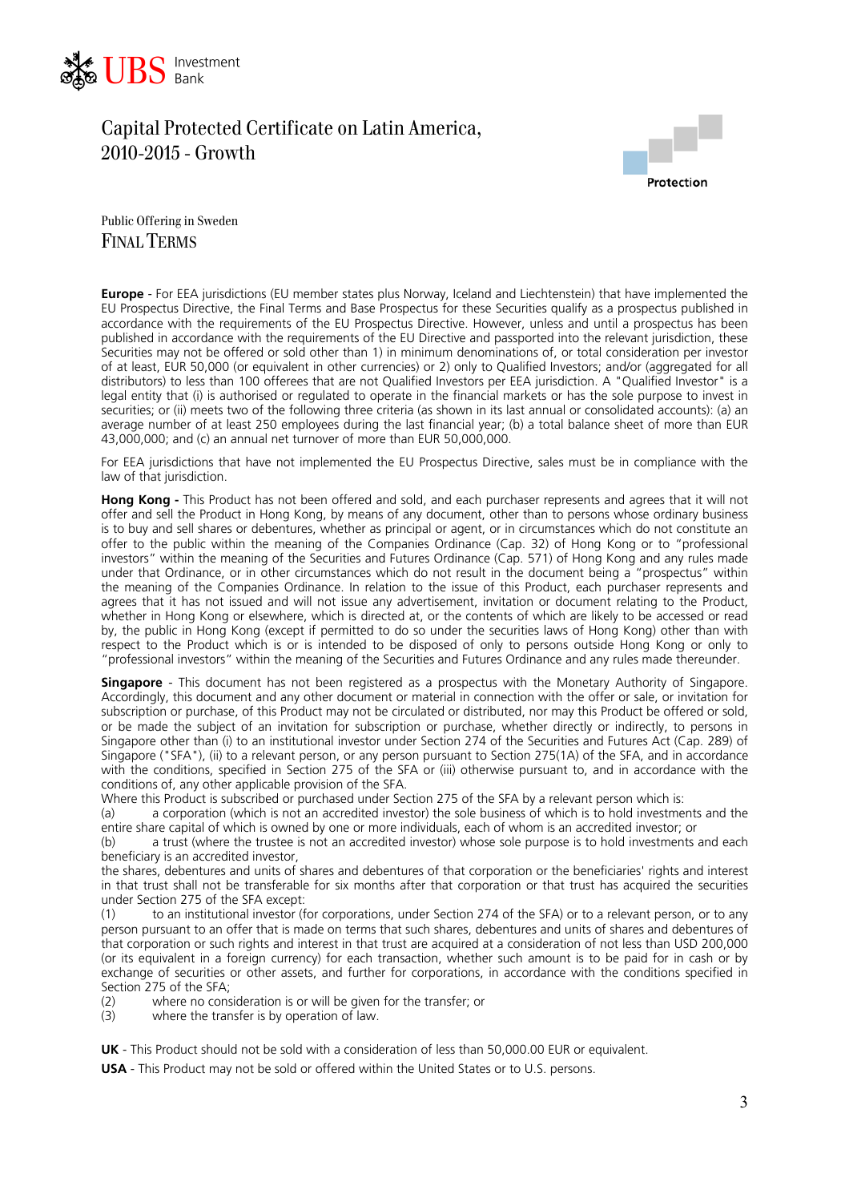# Capital Protected Certificate on Latin America, 2010-2015 - Growth

Protection

Public Offering in Sweden

## FINAL TERMS

**Europe** - For EEA jurisdictions (EU member states plus Norway, Iceland and Liechtenstein) that have implemented the EU Prospectus Directive, the Final Terms and Base Prospectus for these Securities qualify as a prospectus published in accordance with the requirements of the EU Prospectus Directive. However, unless and until a prospectus has been published in accordance with the requirements of the EU Directive and passported into the relevant jurisdiction, these Securities may not be offered or sold other than 1) in minimum denominations of, or total consideration per investor of at least, EUR 50,000 (or equivalent in other currencies) or 2) only to Qualified Investors; and/or (aggregated for all distributors) to less than 100 offerees that are not Qualified Investors per EEA jurisdiction. A "Qualified Investor" is a legal entity that (i) is authorised or regulated to operate in the financial markets or has the sole purpose to invest in securities; or (ii) meets two of the following three criteria (as shown in its last annual or consolidated accounts): (a) an average number of at least 250 employees during the last financial year; (b) a total balance sheet of more than EUR 43,000,000; and (c) an annual net turnover of more than EUR 50,000,000.

For EEA jurisdictions that have not implemented the EU Prospectus Directive, sales must be in compliance with the law of that jurisdiction.

**Hong Kong -** This Product has not been offered and sold, and each purchaser represents and agrees that it will not offer and sell the Product in Hong Kong, by means of any document, other than to persons whose ordinary business is to buy and sell shares or debentures, whether as principal or agent, or in circumstances which do not constitute an offer to the public within the meaning of the Companies Ordinance (Cap. 32) of Hong Kong or to "professional investors" within the meaning of the Securities and Futures Ordinance (Cap. 571) of Hong Kong and any rules made under that Ordinance, or in other circumstances which do not result in the document being a "prospectus" within the meaning of the Companies Ordinance. In relation to the issue of this Product, each purchaser represents and agrees that it has not issued and will not issue any advertisement, invitation or document relating to the Product, whether in Hong Kong or elsewhere, which is directed at, or the contents of which are likely to be accessed or read by, the public in Hong Kong (except if permitted to do so under the securities laws of Hong Kong) other than with respect to the Product which is or is intended to be disposed of only to persons outside Hong Kong or only to "professional investors" within the meaning of the Securities and Futures Ordinance and any rules made thereunder.

**Singapore** - This document has not been registered as a prospectus with the Monetary Authority of Singapore. Accordingly, this document and any other document or material in connection with the offer or sale, or invitation for subscription or purchase, of this Product may not be circulated or distributed, nor may this Product be offered or sold, or be made the subject of an invitation for subscription or purchase, whether directly or indirectly, to persons in Singapore other than (i) to an institutional investor under Section 274 of the Securities and Futures Act (Cap. 289) of Singapore ("SFA"), (ii) to a relevant person, or any person pursuant to Section 275(1A) of the SFA, and in accordance with the conditions, specified in Section 275 of the SFA or (iii) otherwise pursuant to, and in accordance with the conditions of, any other applicable provision of the SFA.

Where this Product is subscribed or purchased under Section 275 of the SFA by a relevant person which is:

(a) a corporation (which is not an accredited investor) the sole business of which is to hold investments and the entire share capital of which is owned by one or more individuals, each of whom is an accredited investor; or

(b) a trust (where the trustee is not an accredited investor) whose sole purpose is to hold investments and each beneficiary is an accredited investor,

the shares, debentures and units of shares and debentures of that corporation or the beneficiaries' rights and interest in that trust shall not be transferable for six months after that corporation or that trust has acquired the securities under Section 275 of the SFA except:

(1) to an institutional investor (for corporations, under Section 274 of the SFA) or to a relevant person, or to any person pursuant to an offer that is made on terms that such shares, debentures and units of shares and debentures of that corporation or such rights and interest in that trust are acquired at a consideration of not less than USD 200,000 (or its equivalent in a foreign currency) for each transaction, whether such amount is to be paid for in cash or by exchange of securities or other assets, and further for corporations, in accordance with the conditions specified in Section 275 of the SFA;

(2) where no consideration is or will be given for the transfer; or

(3) where the transfer is by operation of law.

**UK** - This Product should not be sold with a consideration of less than 50,000.00 EUR or equivalent.

**USA** - This Product may not be sold or offered within the United States or to U.S. persons.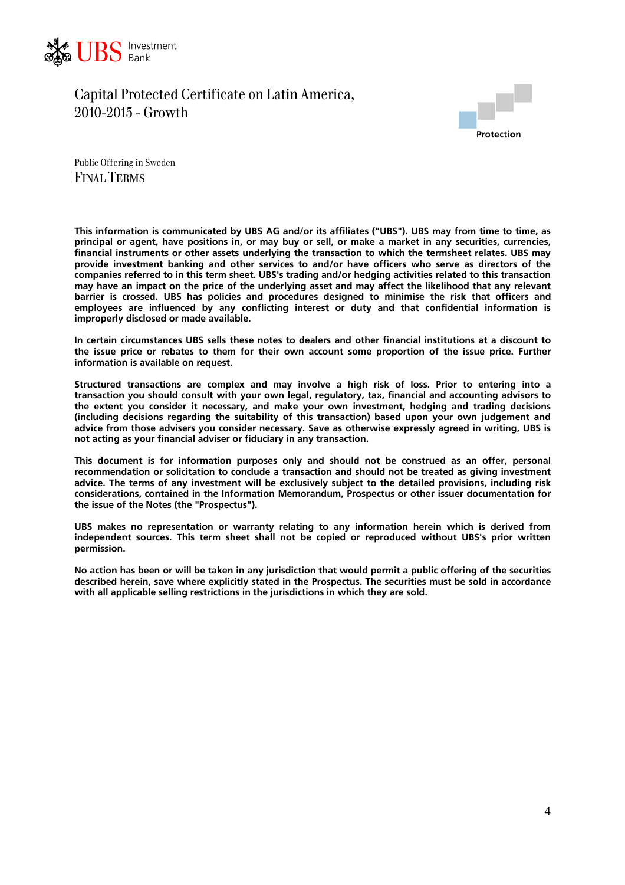Capital Protected Certificate on Latin America, 2010-2015 - Growth

Protection

Public Offering in Sweden

FINAL TERMS

**This information is communicated by UBS AG and/or its affiliates ("UBS"). UBS may from time to time, as principal or agent, have positions in, or may buy or sell, or make a market in any securities, currencies, financial instruments or other assets underlying the transaction to which the termsheet relates. UBS may provide investment banking and other services to and/or have officers who serve as directors of the companies referred to in this term sheet. UBS's trading and/or hedging activities related to this transaction may have an impact on the price of the underlying asset and may affect the likelihood that any relevant barrier is crossed. UBS has policies and procedures designed to minimise the risk that officers and employees are influenced by any conflicting interest or duty and that confidential information is improperly disclosed or made available.**

**In certain circumstances UBS sells these notes to dealers and other financial institutions at a discount to the issue price or rebates to them for their own account some proportion of the issue price. Further information is available on request.**

**Structured transactions are complex and may involve a high risk of loss. Prior to entering into a transaction you should consult with your own legal, regulatory, tax, financial and accounting advisors to the extent you consider it necessary, and make your own investment, hedging and trading decisions (including decisions regarding the suitability of this transaction) based upon your own judgement and advice from those advisers you consider necessary. Save as otherwise expressly agreed in writing, UBS is not acting as your financial adviser or fiduciary in any transaction.**

**This document is for information purposes only and should not be construed as an offer, personal recommendation or solicitation to conclude a transaction and should not be treated as giving investment advice. The terms of any investment will be exclusively subject to the detailed provisions, including risk considerations, contained in the Information Memorandum, Prospectus or other issuer documentation for the issue of the Notes (the "Prospectus").**

**UBS makes no representation or warranty relating to any information herein which is derived from independent sources. This term sheet shall not be copied or reproduced without UBS's prior written permission.**

**No action has been or will be taken in any jurisdiction that would permit a public offering of the securities described herein, save where explicitly stated in the Prospectus. The securities must be sold in accordance with all applicable selling restrictions in the jurisdictions in which they are sold.**